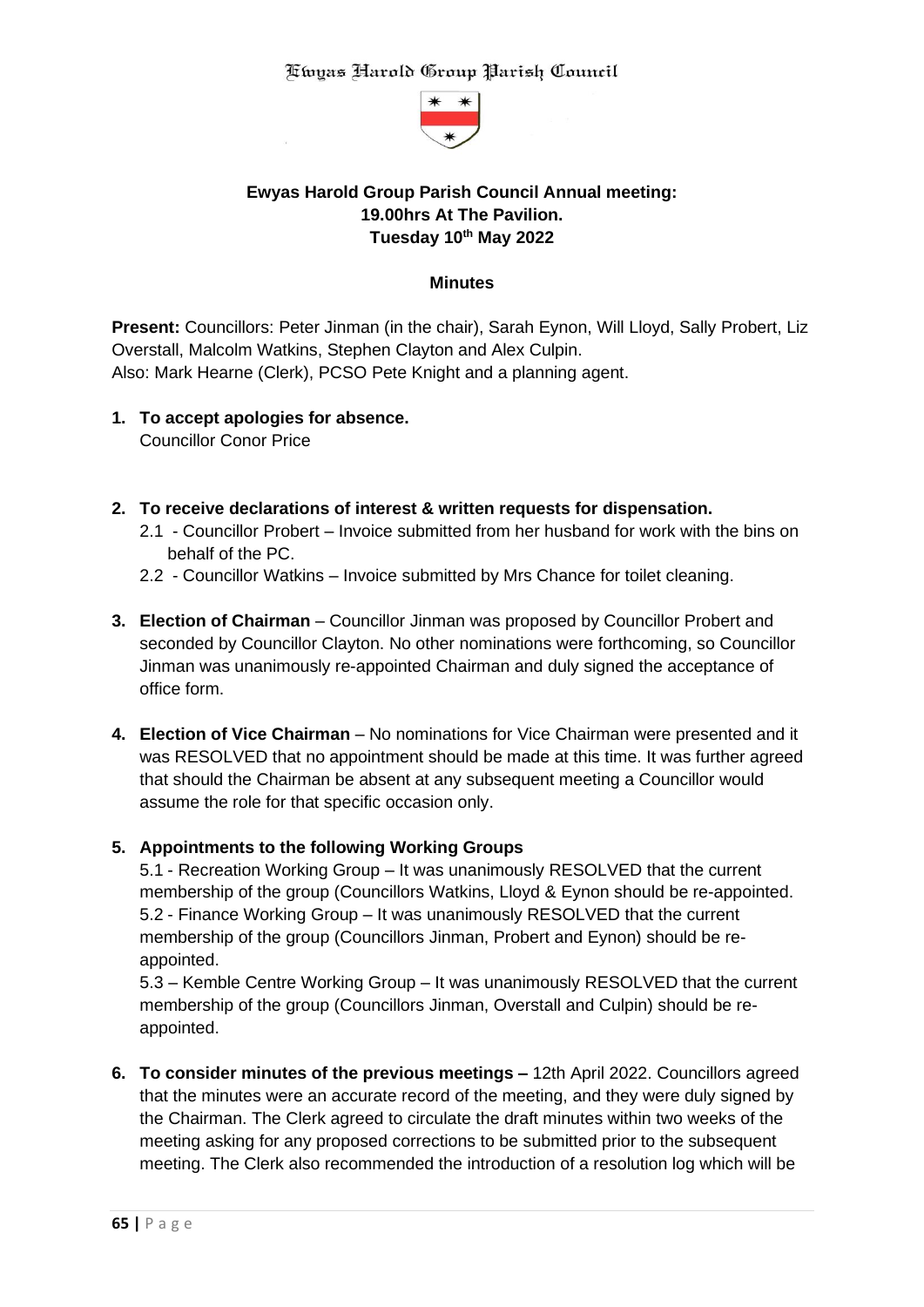Ewyas Harold Group Parish Council

# Ewyas Harold Group Parish Council Annual meeting: 19.00hrs At The Pavilion. Tuesday 10th May 2022

## Minutes

**Present:** Councillors: Peter Jinman (in the chair), Sarah Eynon, Will Lloyd, Sally Probert, Liz Overstall, Malcolm Watkins, Stephen Clayton and Alex Culpin.
Also: Mark Hearne (Clerk), PCSO Pete Knight and a planning agent.

1. **To accept apologies for absence.**
   Councillor Conor Price

2. **To receive declarations of interest & written requests for dispensation.**
   2.1 - Councillor Probert – Invoice submitted from her husband for work with the bins on behalf of the PC.
   2.2 - Councillor Watkins – Invoice submitted by Mrs Chance for toilet cleaning.

3. **Election of Chairman** – Councillor Jinman was proposed by Councillor Probert and seconded by Councillor Clayton. No other nominations were forthcoming, so Councillor Jinman was unanimously re-appointed Chairman and duly signed the acceptance of office form.

4. **Election of Vice Chairman** – No nominations for Vice Chairman were presented and it was RESOLVED that no appointment should be made at this time. It was further agreed that should the Chairman be absent at any subsequent meeting a Councillor would assume the role for that specific occasion only.

5. **Appointments to the following Working Groups**
   5.1 - Recreation Working Group – It was unanimously RESOLVED that the current membership of the group (Councillors Watkins, Lloyd & Eynon should be re-appointed.
   5.2 - Finance Working Group – It was unanimously RESOLVED that the current membership of the group (Councillors Jinman, Probert and Eynon) should be re-appointed.
   5.3 – Kemble Centre Working Group – It was unanimously RESOLVED that the current membership of the group (Councillors Jinman, Overstall and Culpin) should be re-appointed.

6. **To consider minutes of the previous meetings –** 12th April 2022. Councillors agreed that the minutes were an accurate record of the meeting, and they were duly signed by the Chairman. The Clerk agreed to circulate the draft minutes within two weeks of the meeting asking for any proposed corrections to be submitted prior to the subsequent meeting. The Clerk also recommended the introduction of a resolution log which will be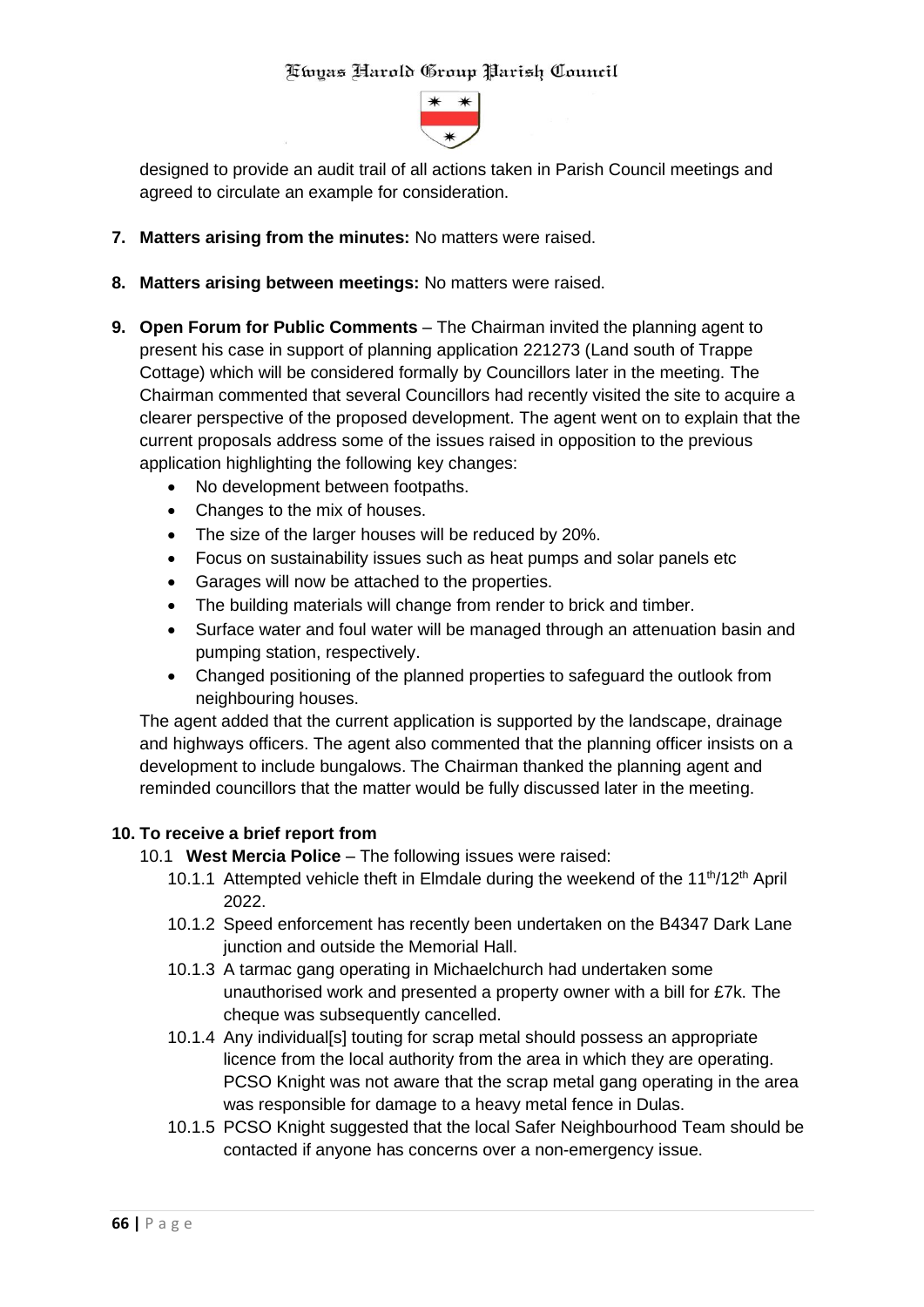designed to provide an audit trail of all actions taken in Parish Council meetings and agreed to circulate an example for consideration.

**7. Matters arising from the minutes:** No matters were raised.

**8. Matters arising between meetings:** No matters were raised.

**9. Open Forum for Public Comments** – The Chairman invited the planning agent to present his case in support of planning application 221273 (Land south of Trappe Cottage) which will be considered formally by Councillors later in the meeting. The Chairman commented that several Councillors had recently visited the site to acquire a clearer perspective of the proposed development. The agent went on to explain that the current proposals address some of the issues raised in opposition to the previous application highlighting the following key changes:

- No development between footpaths.
- Changes to the mix of houses.
- The size of the larger houses will be reduced by 20%.
- Focus on sustainability issues such as heat pumps and solar panels etc
- Garages will now be attached to the properties.
- The building materials will change from render to brick and timber.
- Surface water and foul water will be managed through an attenuation basin and pumping station, respectively.
- Changed positioning of the planned properties to safeguard the outlook from neighbouring houses.

The agent added that the current application is supported by the landscape, drainage and highways officers. The agent also commented that the planning officer insists on a development to include bungalows. The Chairman thanked the planning agent and reminded councillors that the matter would be fully discussed later in the meeting.

**10. To receive a brief report from**

10.1 **West Mercia Police** – The following issues were raised:

10.1.1 Attempted vehicle theft in Elmdale during the weekend of the 11th/12th April 2022.

10.1.2 Speed enforcement has recently been undertaken on the B4347 Dark Lane junction and outside the Memorial Hall.

10.1.3 A tarmac gang operating in Michaelchurch had undertaken some unauthorised work and presented a property owner with a bill for £7k. The cheque was subsequently cancelled.

10.1.4 Any individual[s] touting for scrap metal should possess an appropriate licence from the local authority from the area in which they are operating. PCSO Knight was not aware that the scrap metal gang operating in the area was responsible for damage to a heavy metal fence in Dulas.

10.1.5 PCSO Knight suggested that the local Safer Neighbourhood Team should be contacted if anyone has concerns over a non-emergency issue.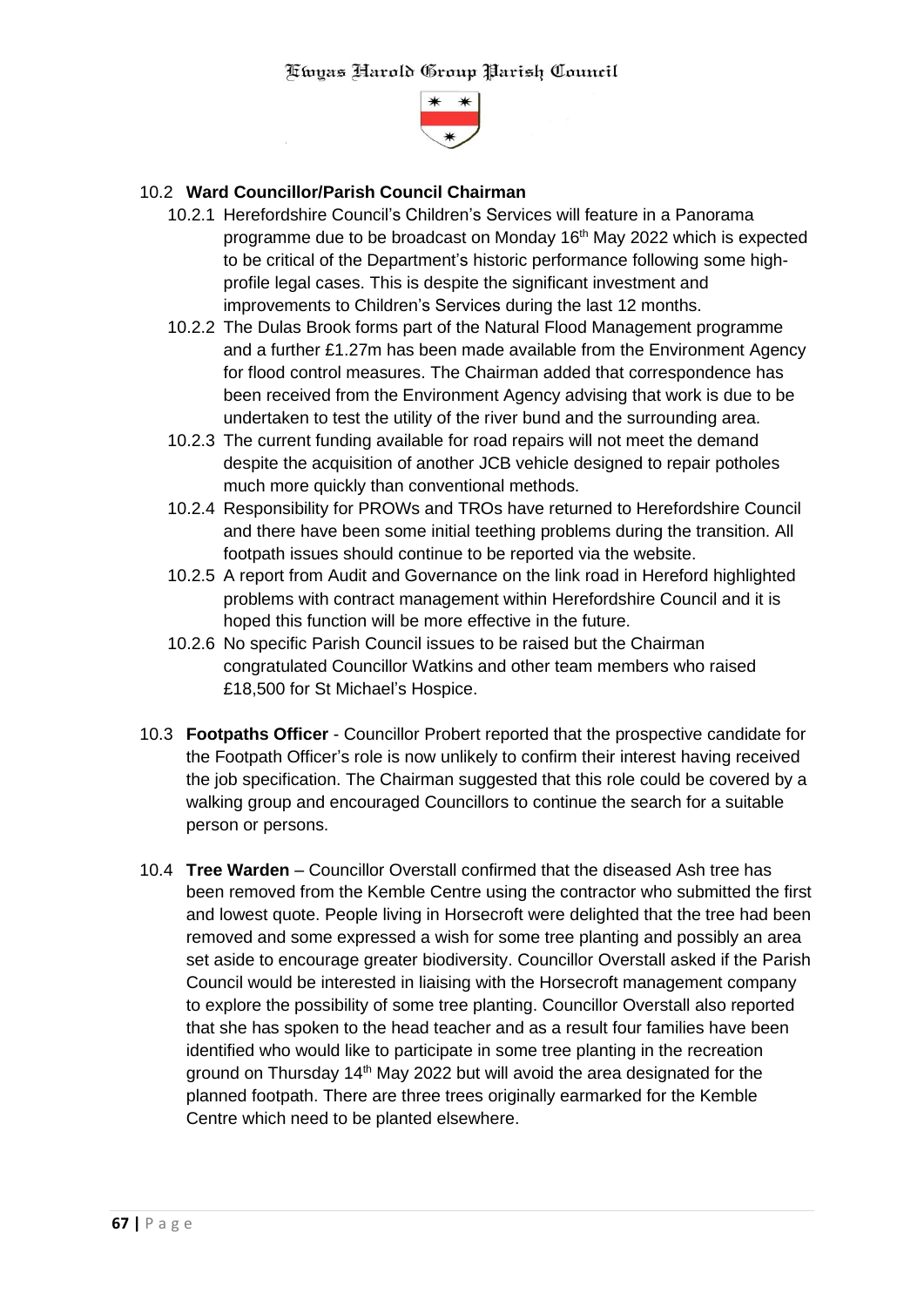### 10.2 **Ward Councillor/Parish Council Chairman**

10.2.1 Herefordshire Council's Children's Services will feature in a Panorama programme due to be broadcast on Monday 16th May 2022 which is expected to be critical of the Department's historic performance following some high-profile legal cases. This is despite the significant investment and improvements to Children's Services during the last 12 months.

10.2.2 The Dulas Brook forms part of the Natural Flood Management programme and a further £1.27m has been made available from the Environment Agency for flood control measures. The Chairman added that correspondence has been received from the Environment Agency advising that work is due to be undertaken to test the utility of the river bund and the surrounding area.

10.2.3 The current funding available for road repairs will not meet the demand despite the acquisition of another JCB vehicle designed to repair potholes much more quickly than conventional methods.

10.2.4 Responsibility for PROWs and TROs have returned to Herefordshire Council and there have been some initial teething problems during the transition. All footpath issues should continue to be reported via the website.

10.2.5 A report from Audit and Governance on the link road in Hereford highlighted problems with contract management within Herefordshire Council and it is hoped this function will be more effective in the future.

10.2.6 No specific Parish Council issues to be raised but the Chairman congratulated Councillor Watkins and other team members who raised £18,500 for St Michael's Hospice.

10.3 **Footpaths Officer** - Councillor Probert reported that the prospective candidate for the Footpath Officer's role is now unlikely to confirm their interest having received the job specification. The Chairman suggested that this role could be covered by a walking group and encouraged Councillors to continue the search for a suitable person or persons.

10.4 **Tree Warden** – Councillor Overstall confirmed that the diseased Ash tree has been removed from the Kemble Centre using the contractor who submitted the first and lowest quote. People living in Horsecroft were delighted that the tree had been removed and some expressed a wish for some tree planting and possibly an area set aside to encourage greater biodiversity. Councillor Overstall asked if the Parish Council would be interested in liaising with the Horsecroft management company to explore the possibility of some tree planting. Councillor Overstall also reported that she has spoken to the head teacher and as a result four families have been identified who would like to participate in some tree planting in the recreation ground on Thursday 14th May 2022 but will avoid the area designated for the planned footpath. There are three trees originally earmarked for the Kemble Centre which need to be planted elsewhere.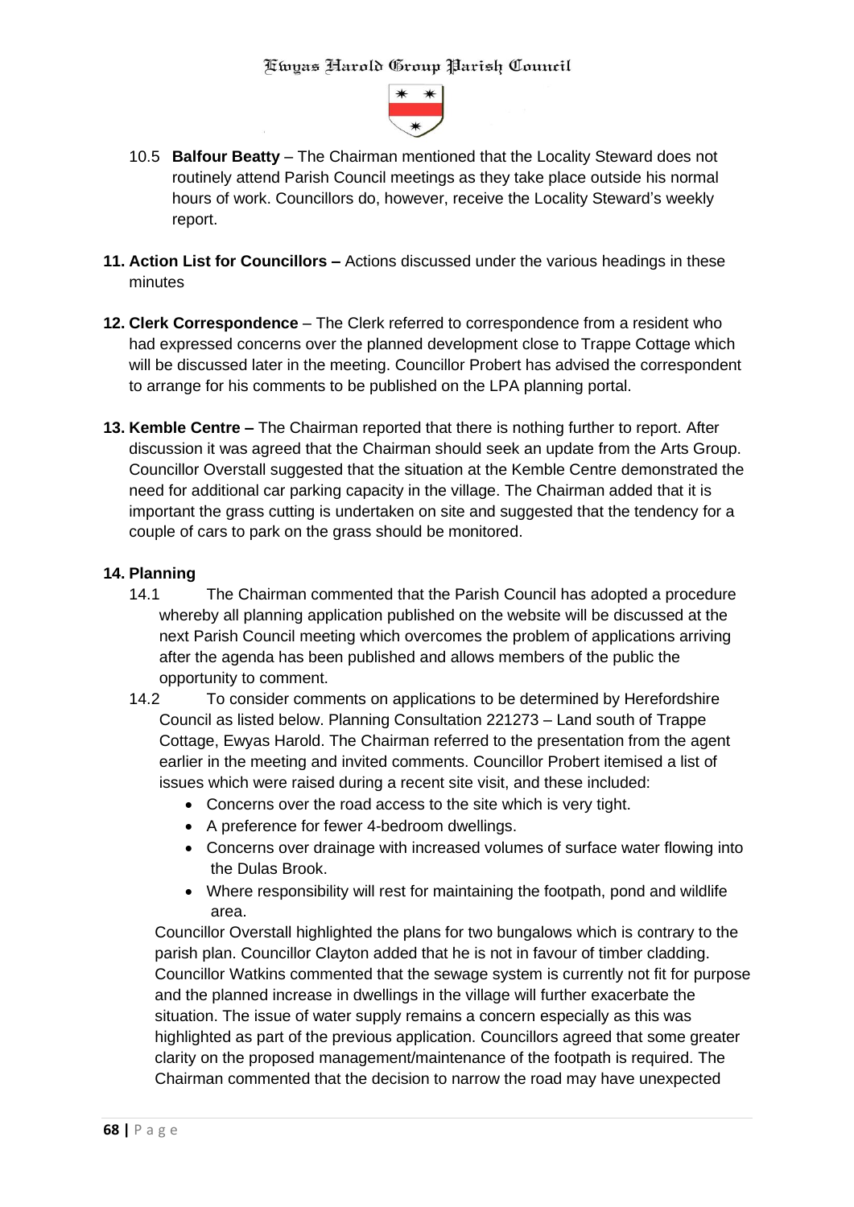10.5 **Balfour Beatty** – The Chairman mentioned that the Locality Steward does not routinely attend Parish Council meetings as they take place outside his normal hours of work. Councillors do, however, receive the Locality Steward's weekly report.

**11. Action List for Councillors –** Actions discussed under the various headings in these minutes

**12. Clerk Correspondence** – The Clerk referred to correspondence from a resident who had expressed concerns over the planned development close to Trappe Cottage which will be discussed later in the meeting. Councillor Probert has advised the correspondent to arrange for his comments to be published on the LPA planning portal.

**13. Kemble Centre –** The Chairman reported that there is nothing further to report. After discussion it was agreed that the Chairman should seek an update from the Arts Group. Councillor Overstall suggested that the situation at the Kemble Centre demonstrated the need for additional car parking capacity in the village. The Chairman added that it is important the grass cutting is undertaken on site and suggested that the tendency for a couple of cars to park on the grass should be monitored.

**14. Planning**

14.1 The Chairman commented that the Parish Council has adopted a procedure whereby all planning application published on the website will be discussed at the next Parish Council meeting which overcomes the problem of applications arriving after the agenda has been published and allows members of the public the opportunity to comment.

14.2 To consider comments on applications to be determined by Herefordshire Council as listed below. Planning Consultation 221273 – Land south of Trappe Cottage, Ewyas Harold. The Chairman referred to the presentation from the agent earlier in the meeting and invited comments. Councillor Probert itemised a list of issues which were raised during a recent site visit, and these included:

- Concerns over the road access to the site which is very tight.
- A preference for fewer 4-bedroom dwellings.
- Concerns over drainage with increased volumes of surface water flowing into the Dulas Brook.
- Where responsibility will rest for maintaining the footpath, pond and wildlife area.

Councillor Overstall highlighted the plans for two bungalows which is contrary to the parish plan. Councillor Clayton added that he is not in favour of timber cladding. Councillor Watkins commented that the sewage system is currently not fit for purpose and the planned increase in dwellings in the village will further exacerbate the situation. The issue of water supply remains a concern especially as this was highlighted as part of the previous application. Councillors agreed that some greater clarity on the proposed management/maintenance of the footpath is required. The Chairman commented that the decision to narrow the road may have unexpected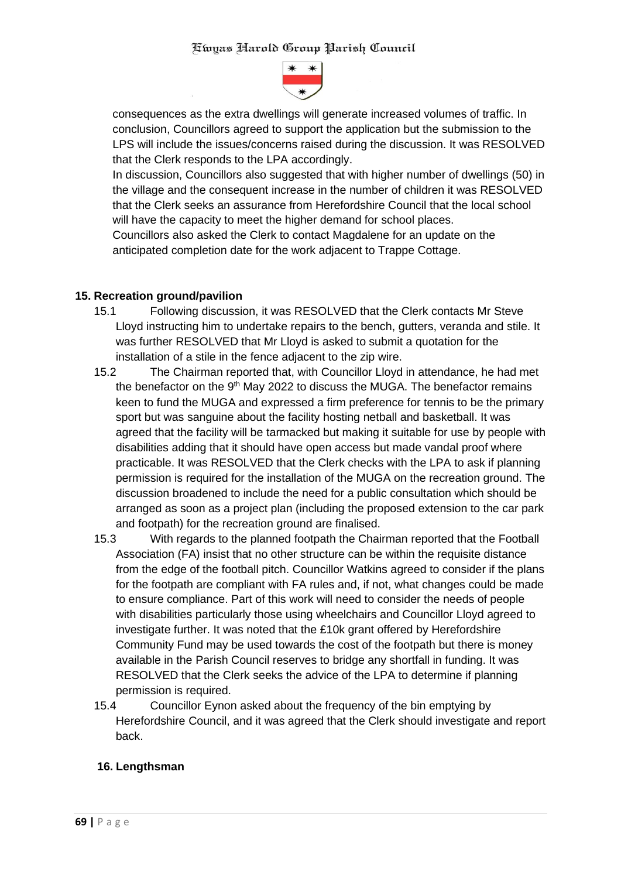consequences as the extra dwellings will generate increased volumes of traffic. In conclusion, Councillors agreed to support the application but the submission to the LPS will include the issues/concerns raised during the discussion. It was RESOLVED that the Clerk responds to the LPA accordingly.

In discussion, Councillors also suggested that with higher number of dwellings (50) in the village and the consequent increase in the number of children it was RESOLVED that the Clerk seeks an assurance from Herefordshire Council that the local school will have the capacity to meet the higher demand for school places.

Councillors also asked the Clerk to contact Magdalene for an update on the anticipated completion date for the work adjacent to Trappe Cottage.

**15. Recreation ground/pavilion**

15.1 Following discussion, it was RESOLVED that the Clerk contacts Mr Steve Lloyd instructing him to undertake repairs to the bench, gutters, veranda and stile. It was further RESOLVED that Mr Lloyd is asked to submit a quotation for the installation of a stile in the fence adjacent to the zip wire.

15.2 The Chairman reported that, with Councillor Lloyd in attendance, he had met the benefactor on the 9th May 2022 to discuss the MUGA. The benefactor remains keen to fund the MUGA and expressed a firm preference for tennis to be the primary sport but was sanguine about the facility hosting netball and basketball. It was agreed that the facility will be tarmacked but making it suitable for use by people with disabilities adding that it should have open access but made vandal proof where practicable. It was RESOLVED that the Clerk checks with the LPA to ask if planning permission is required for the installation of the MUGA on the recreation ground. The discussion broadened to include the need for a public consultation which should be arranged as soon as a project plan (including the proposed extension to the car park and footpath) for the recreation ground are finalised.

15.3 With regards to the planned footpath the Chairman reported that the Football Association (FA) insist that no other structure can be within the requisite distance from the edge of the football pitch. Councillor Watkins agreed to consider if the plans for the footpath are compliant with FA rules and, if not, what changes could be made to ensure compliance. Part of this work will need to consider the needs of people with disabilities particularly those using wheelchairs and Councillor Lloyd agreed to investigate further. It was noted that the £10k grant offered by Herefordshire Community Fund may be used towards the cost of the footpath but there is money available in the Parish Council reserves to bridge any shortfall in funding. It was RESOLVED that the Clerk seeks the advice of the LPA to determine if planning permission is required.

15.4 Councillor Eynon asked about the frequency of the bin emptying by Herefordshire Council, and it was agreed that the Clerk should investigate and report back.

**16. Lengthsman**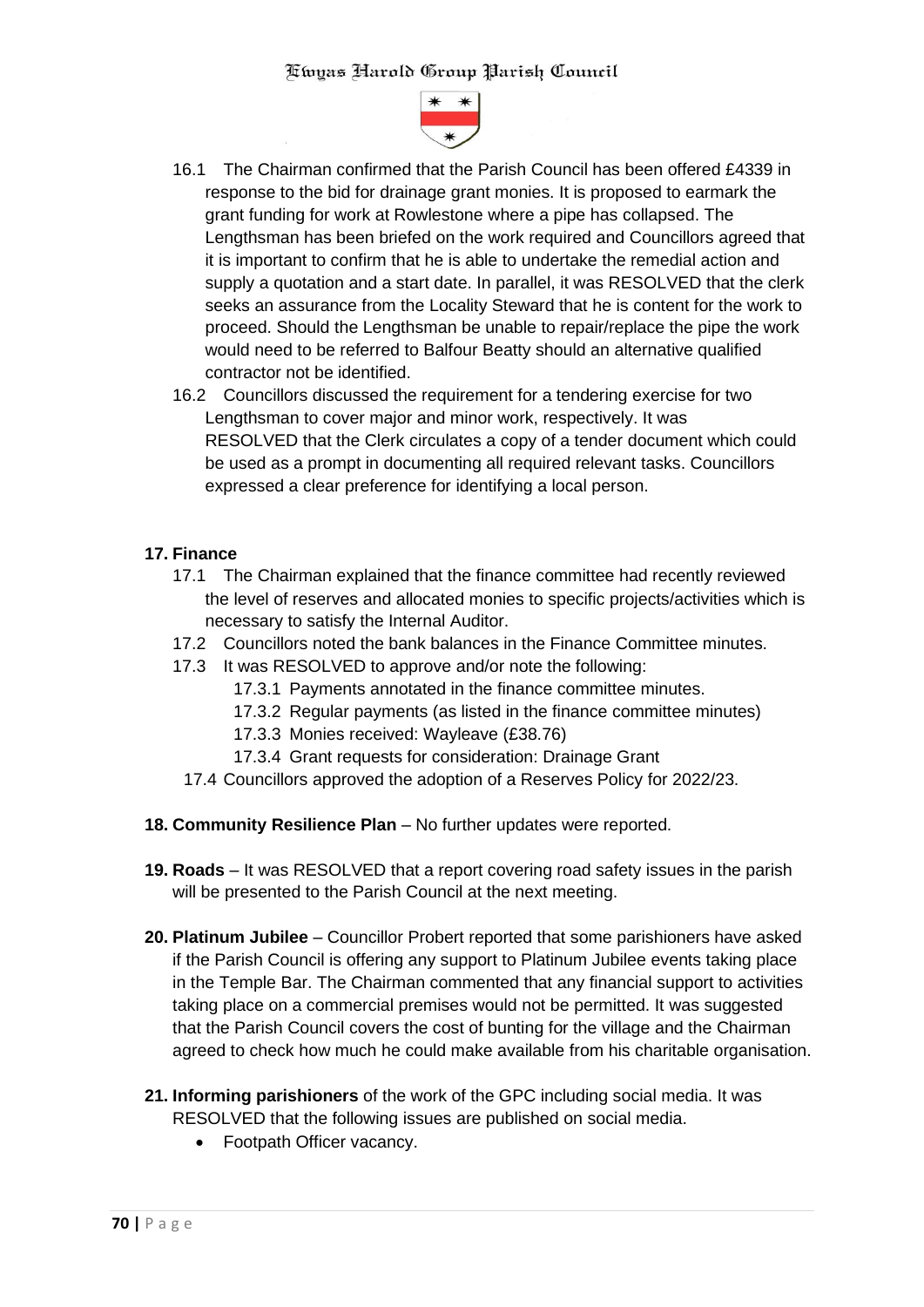16.1 The Chairman confirmed that the Parish Council has been offered £4339 in response to the bid for drainage grant monies. It is proposed to earmark the grant funding for work at Rowlestone where a pipe has collapsed. The Lengthsman has been briefed on the work required and Councillors agreed that it is important to confirm that he is able to undertake the remedial action and supply a quotation and a start date. In parallel, it was RESOLVED that the clerk seeks an assurance from the Locality Steward that he is content for the work to proceed. Should the Lengthsman be unable to repair/replace the pipe the work would need to be referred to Balfour Beatty should an alternative qualified contractor not be identified.

16.2 Councillors discussed the requirement for a tendering exercise for two Lengthsman to cover major and minor work, respectively. It was RESOLVED that the Clerk circulates a copy of a tender document which could be used as a prompt in documenting all required relevant tasks. Councillors expressed a clear preference for identifying a local person.

**17. Finance**

17.1 The Chairman explained that the finance committee had recently reviewed the level of reserves and allocated monies to specific projects/activities which is necessary to satisfy the Internal Auditor.

17.2 Councillors noted the bank balances in the Finance Committee minutes.

17.3 It was RESOLVED to approve and/or note the following:

17.3.1 Payments annotated in the finance committee minutes.

17.3.2 Regular payments (as listed in the finance committee minutes)

17.3.3 Monies received: Wayleave (£38.76)

17.3.4 Grant requests for consideration: Drainage Grant

17.4 Councillors approved the adoption of a Reserves Policy for 2022/23.

**18. Community Resilience Plan** – No further updates were reported.

**19. Roads** – It was RESOLVED that a report covering road safety issues in the parish will be presented to the Parish Council at the next meeting.

**20. Platinum Jubilee** – Councillor Probert reported that some parishioners have asked if the Parish Council is offering any support to Platinum Jubilee events taking place in the Temple Bar. The Chairman commented that any financial support to activities taking place on a commercial premises would not be permitted. It was suggested that the Parish Council covers the cost of bunting for the village and the Chairman agreed to check how much he could make available from his charitable organisation.

**21. Informing parishioners** of the work of the GPC including social media. It was RESOLVED that the following issues are published on social media.

- Footpath Officer vacancy.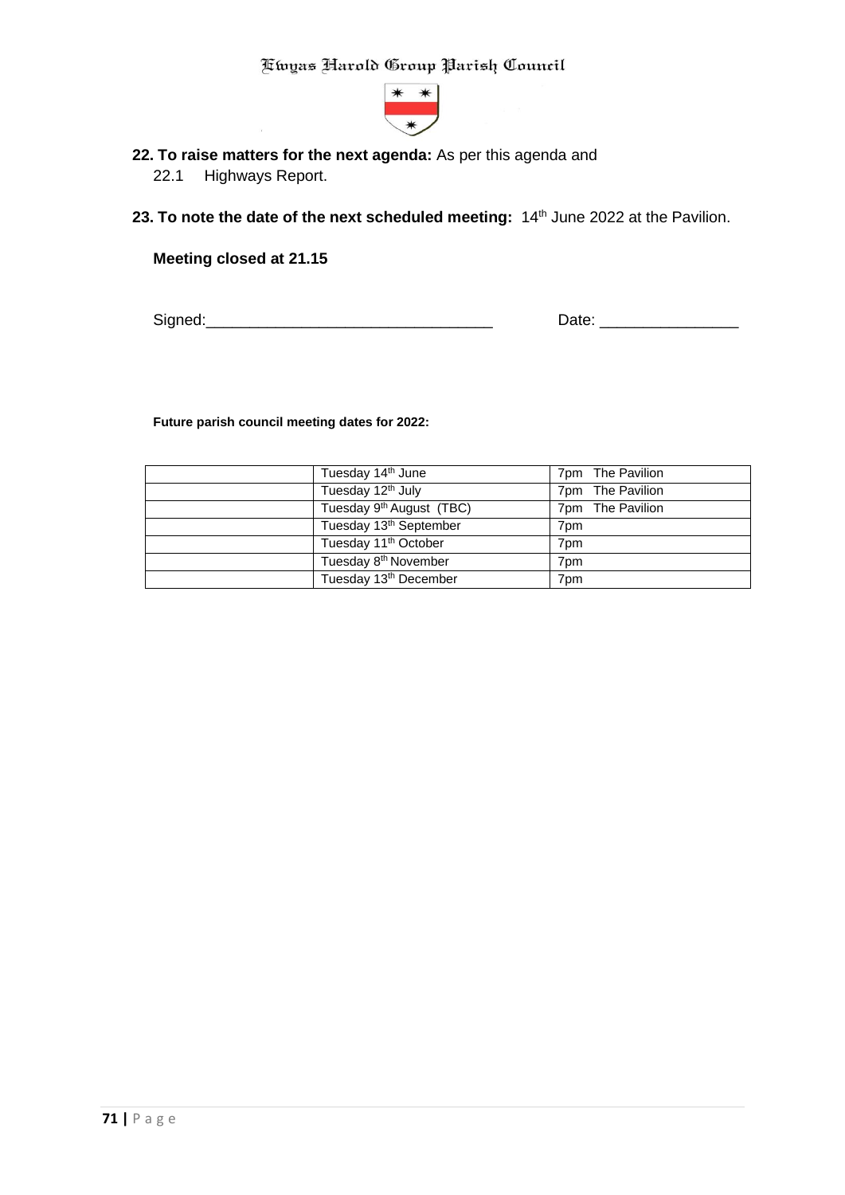**22. To raise matters for the next agenda:** As per this agenda and

22.1 Highways Report.

**23. To note the date of the next scheduled meeting:** 14th June 2022 at the Pavilion.

**Meeting closed at 21.15**

Signed:_________________________________ Date: ________________

**Future parish council meeting dates for 2022:**

| | | |
|---|---|---|
| | Tuesday 14th June | 7pm The Pavilion |
| | Tuesday 12th July | 7pm The Pavilion |
| | Tuesday 9th August (TBC) | 7pm The Pavilion |
| | Tuesday 13th September | 7pm |
| | Tuesday 11th October | 7pm |
| | Tuesday 8th November | 7pm |
| | Tuesday 13th December | 7pm |